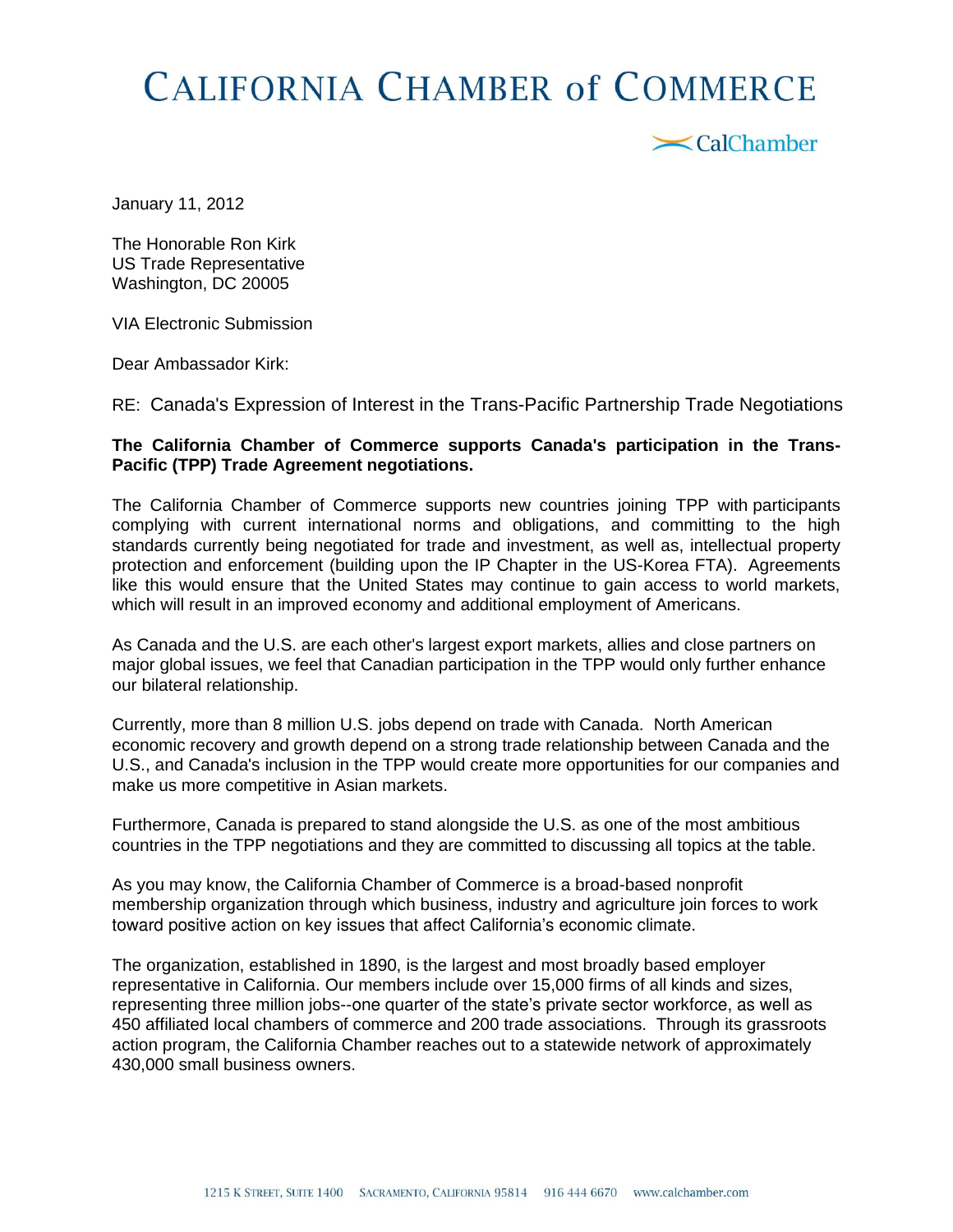# CALIFORNIA CHAMBER of COMMERCE

CalChamber

January 11, 2012

The Honorable Ron Kirk
US Trade Representative
Washington, DC 20005

VIA Electronic Submission

Dear Ambassador Kirk:

RE: Canada's Expression of Interest in the Trans-Pacific Partnership Trade Negotiations

**The California Chamber of Commerce supports Canada's participation in the Trans-Pacific (TPP) Trade Agreement negotiations.**

The California Chamber of Commerce supports new countries joining TPP with participants complying with current international norms and obligations, and committing to the high standards currently being negotiated for trade and investment, as well as, intellectual property protection and enforcement (building upon the IP Chapter in the US-Korea FTA). Agreements like this would ensure that the United States may continue to gain access to world markets, which will result in an improved economy and additional employment of Americans.

As Canada and the U.S. are each other's largest export markets, allies and close partners on major global issues, we feel that Canadian participation in the TPP would only further enhance our bilateral relationship.

Currently, more than 8 million U.S. jobs depend on trade with Canada. North American economic recovery and growth depend on a strong trade relationship between Canada and the U.S., and Canada's inclusion in the TPP would create more opportunities for our companies and make us more competitive in Asian markets.

Furthermore, Canada is prepared to stand alongside the U.S. as one of the most ambitious countries in the TPP negotiations and they are committed to discussing all topics at the table.

As you may know, the California Chamber of Commerce is a broad-based nonprofit membership organization through which business, industry and agriculture join forces to work toward positive action on key issues that affect California's economic climate.

The organization, established in 1890, is the largest and most broadly based employer representative in California. Our members include over 15,000 firms of all kinds and sizes, representing three million jobs--one quarter of the state's private sector workforce, as well as 450 affiliated local chambers of commerce and 200 trade associations. Through its grassroots action program, the California Chamber reaches out to a statewide network of approximately 430,000 small business owners.

1215 K Street, Suite 1400 Sacramento, California 95814 916 444 6670 www.calchamber.com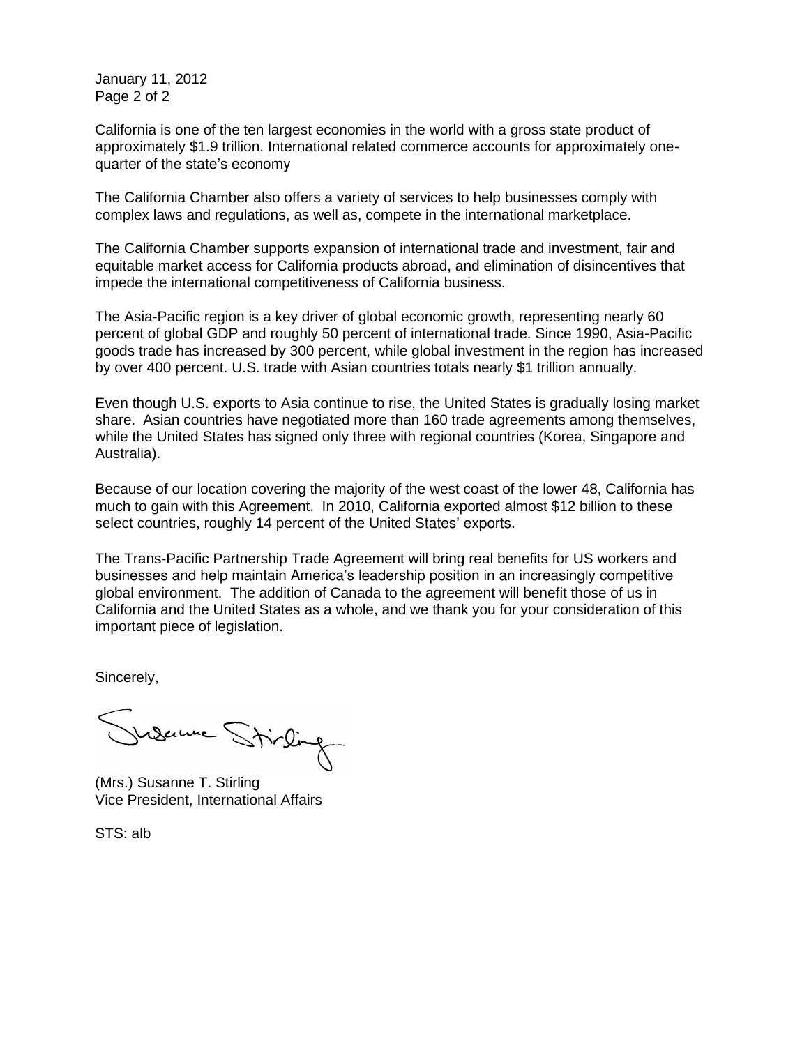January 11, 2012

California is one of the ten largest economies in the world with a gross state product of approximately $1.9 trillion. International related commerce accounts for approximately one-quarter of the state's economy

The California Chamber also offers a variety of services to help businesses comply with complex laws and regulations, as well as, compete in the international marketplace.

The California Chamber supports expansion of international trade and investment, fair and equitable market access for California products abroad, and elimination of disincentives that impede the international competitiveness of California business.

The Asia-Pacific region is a key driver of global economic growth, representing nearly 60 percent of global GDP and roughly 50 percent of international trade. Since 1990, Asia-Pacific goods trade has increased by 300 percent, while global investment in the region has increased by over 400 percent. U.S. trade with Asian countries totals nearly $1 trillion annually.

Even though U.S. exports to Asia continue to rise, the United States is gradually losing market share. Asian countries have negotiated more than 160 trade agreements among themselves, while the United States has signed only three with regional countries (Korea, Singapore and Australia).

Because of our location covering the majority of the west coast of the lower 48, California has much to gain with this Agreement. In 2010, California exported almost $12 billion to these select countries, roughly 14 percent of the United States' exports.

The Trans-Pacific Partnership Trade Agreement will bring real benefits for US workers and businesses and help maintain America's leadership position in an increasingly competitive global environment. The addition of Canada to the agreement will benefit those of us in California and the United States as a whole, and we thank you for your consideration of this important piece of legislation.

Sincerely,

(Mrs.) Susanne T. Stirling
Vice President, International Affairs

STS: alb